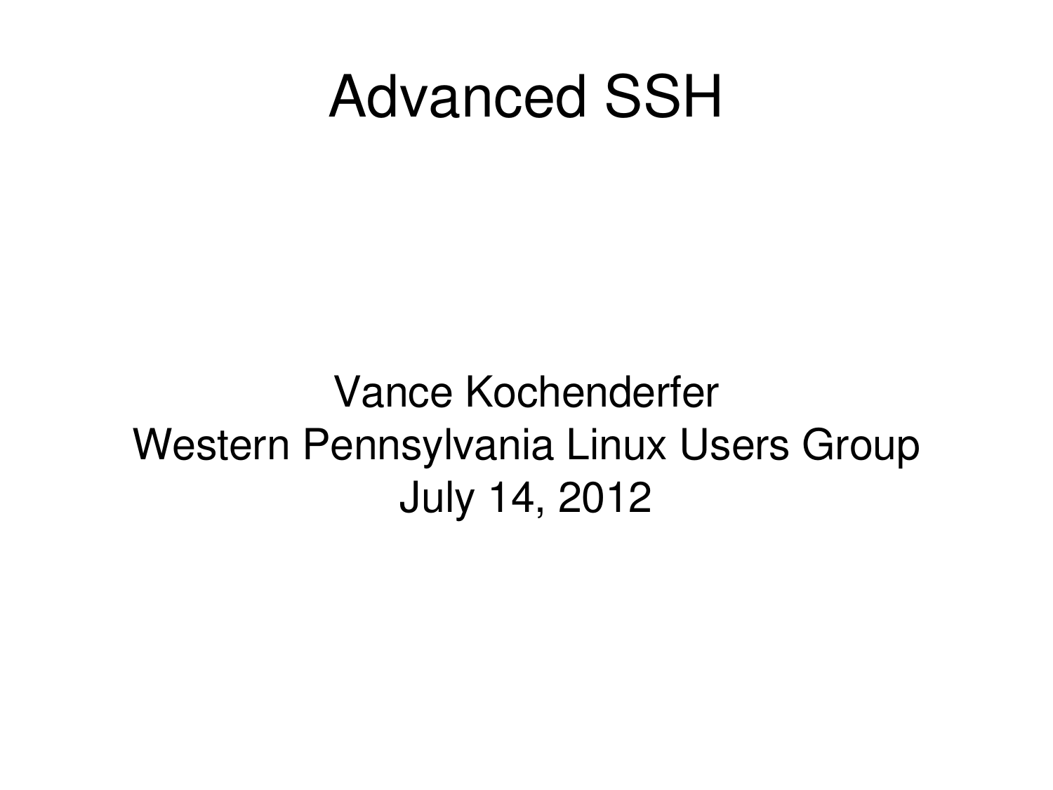# Advanced SSH

Vance Kochenderfer
Western Pennsylvania Linux Users Group
July 14, 2012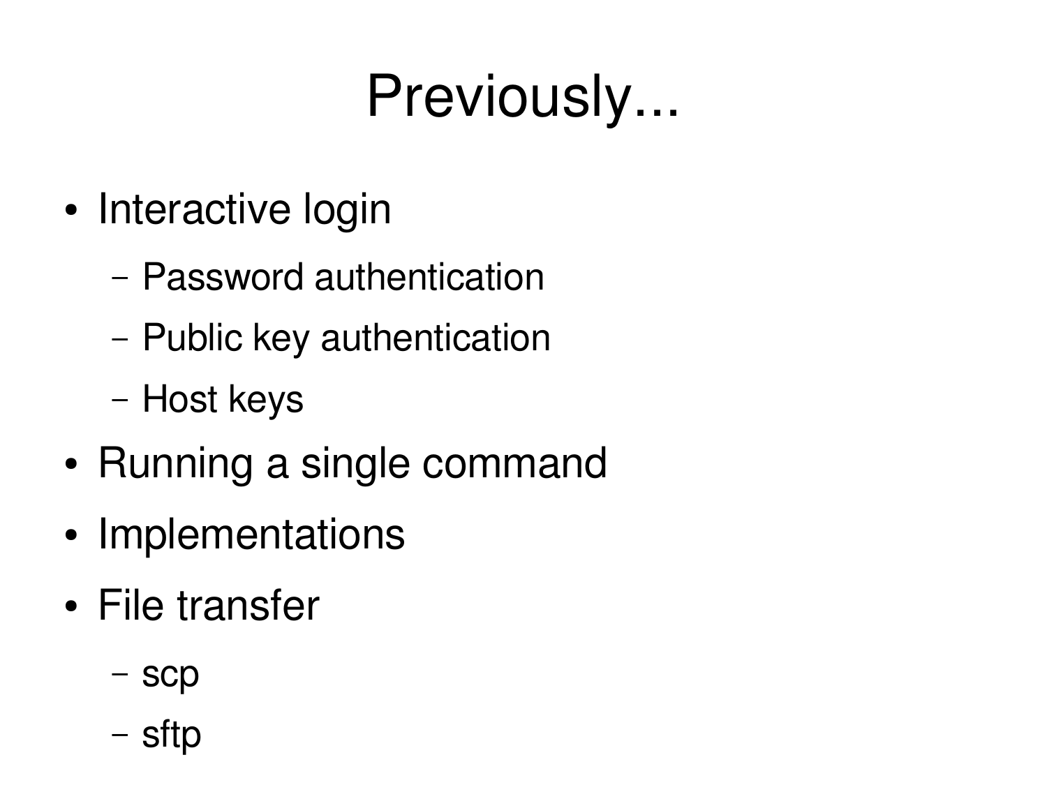# Previously...

- Interactive login
  - Password authentication
  - Public key authentication
  - Host keys
- Running a single command
- Implementations
- File transfer
  - scp
  - sftp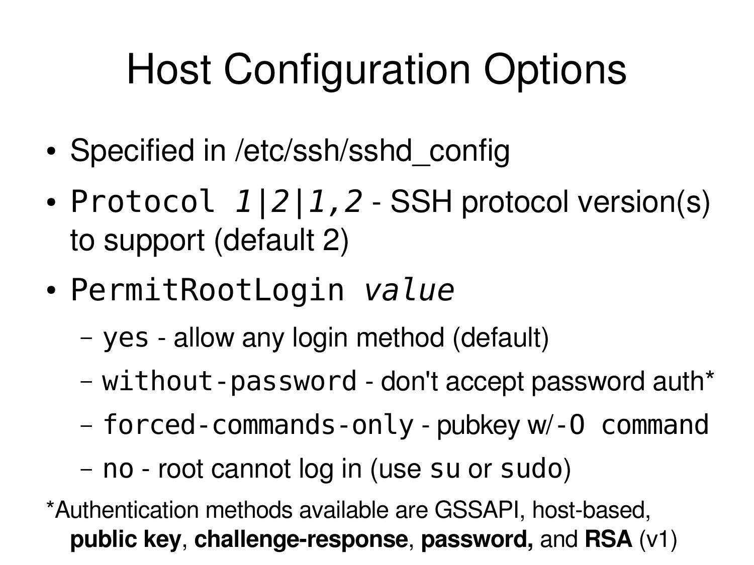# Host Configuration Options

- Specified in /etc/ssh/sshd_config
- `Protocol` *`1|2|1,2`* - SSH protocol version(s) to support (default 2)
- `PermitRootLogin` *`value`*
  - `yes` - allow any login method (default)
  - `without-password` - don't accept password auth*
  - `forced-commands-only` - pubkey w/ `-O command`
  - `no` - root cannot log in (use `su` or `sudo`)

*Authentication methods available are GSSAPI, host-based, **public key**, **challenge-response**, **password,** and **RSA** (v1)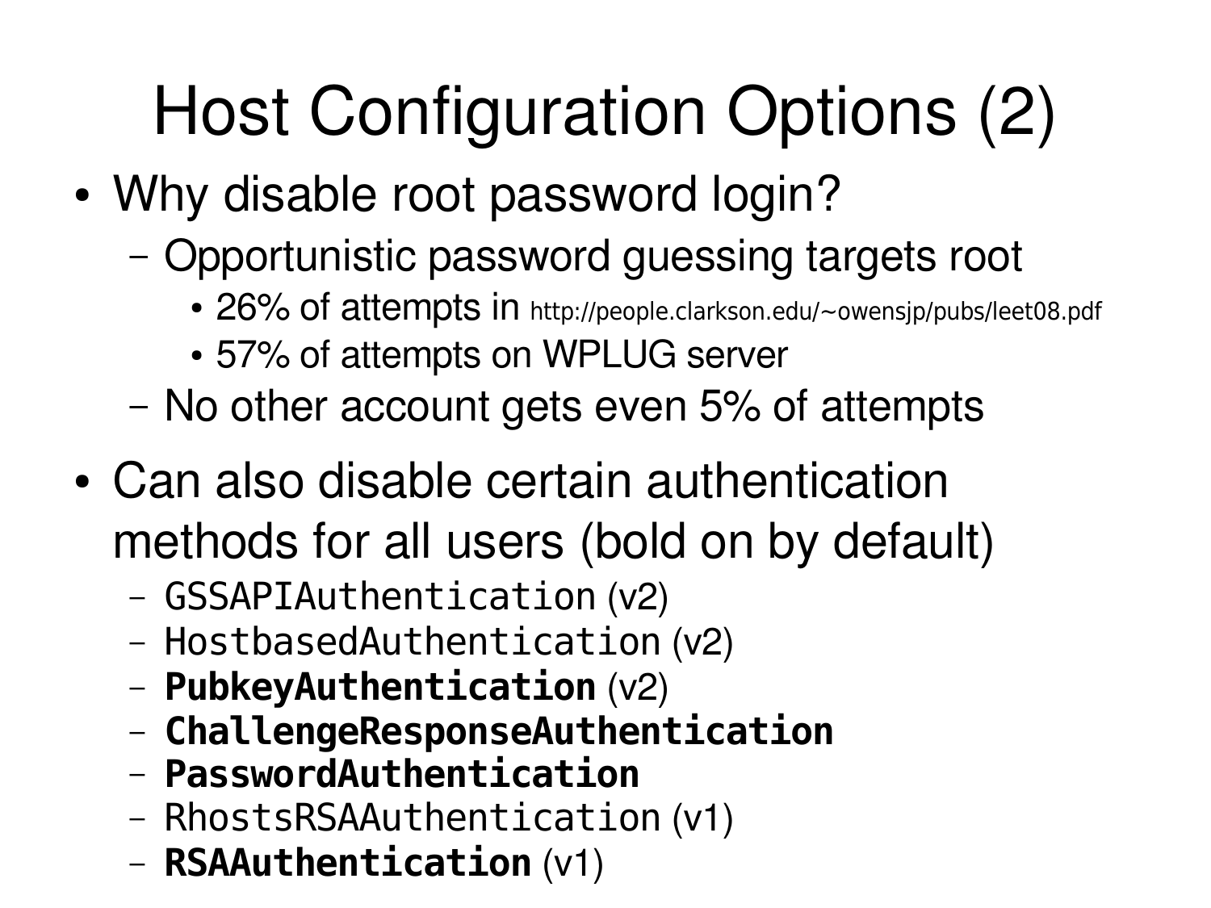# Host Configuration Options (2)

- Why disable root password login?
  - Opportunistic password guessing targets root
    - 26% of attempts in http://people.clarkson.edu/~owensjp/pubs/leet08.pdf
    - 57% of attempts on WPLUG server
  - No other account gets even 5% of attempts
- Can also disable certain authentication methods for all users (bold on by default)
  - `GSSAPIAuthentication` (v2)
  - `HostbasedAuthentication` (v2)
  - **`PubkeyAuthentication`** (v2)
  - **`ChallengeResponseAuthentication`**
  - **`PasswordAuthentication`**
  - `RhostsRSAAuthentication` (v1)
  - **`RSAAuthentication`** (v1)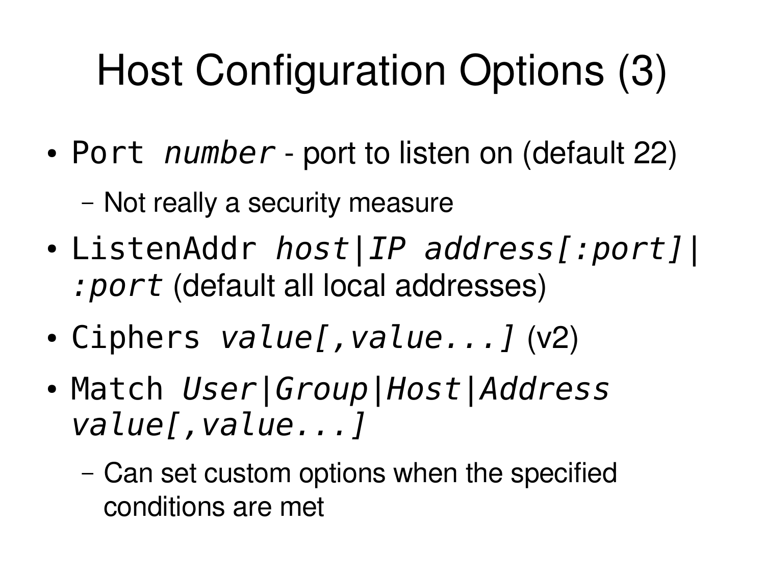# Host Configuration Options (3)

- `Port` *`number`* - port to listen on (default 22)
  - Not really a security measure
- `ListenAddr` *`host|IP address[:port]|:port`* (default all local addresses)
- `Ciphers` *`value[,value...]`* (v2)
- `Match` *`User|Group|Host|Address value[,value...]`*
  - Can set custom options when the specified conditions are met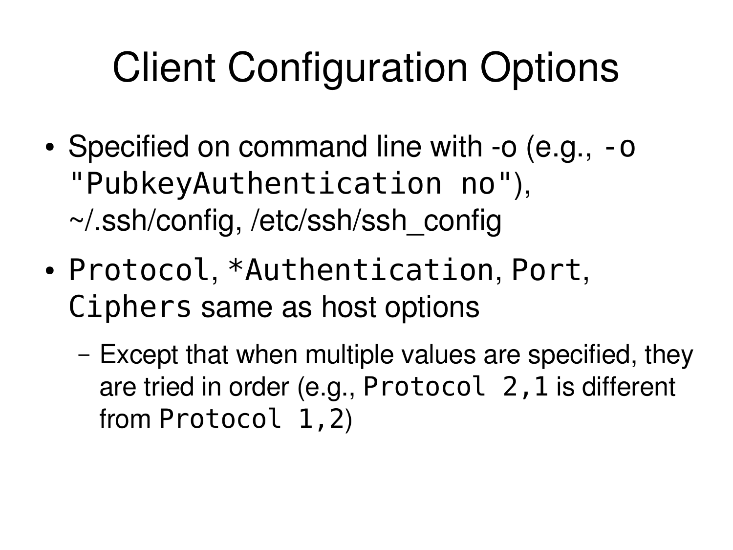# Client Configuration Options

- Specified on command line with -o (e.g., `-o "PubkeyAuthentication no"`), ~/.ssh/config, /etc/ssh/ssh_config
- `Protocol`, `*Authentication`, `Port`, `Ciphers` same as host options
  - Except that when multiple values are specified, they are tried in order (e.g., `Protocol 2,1` is different from `Protocol 1,2`)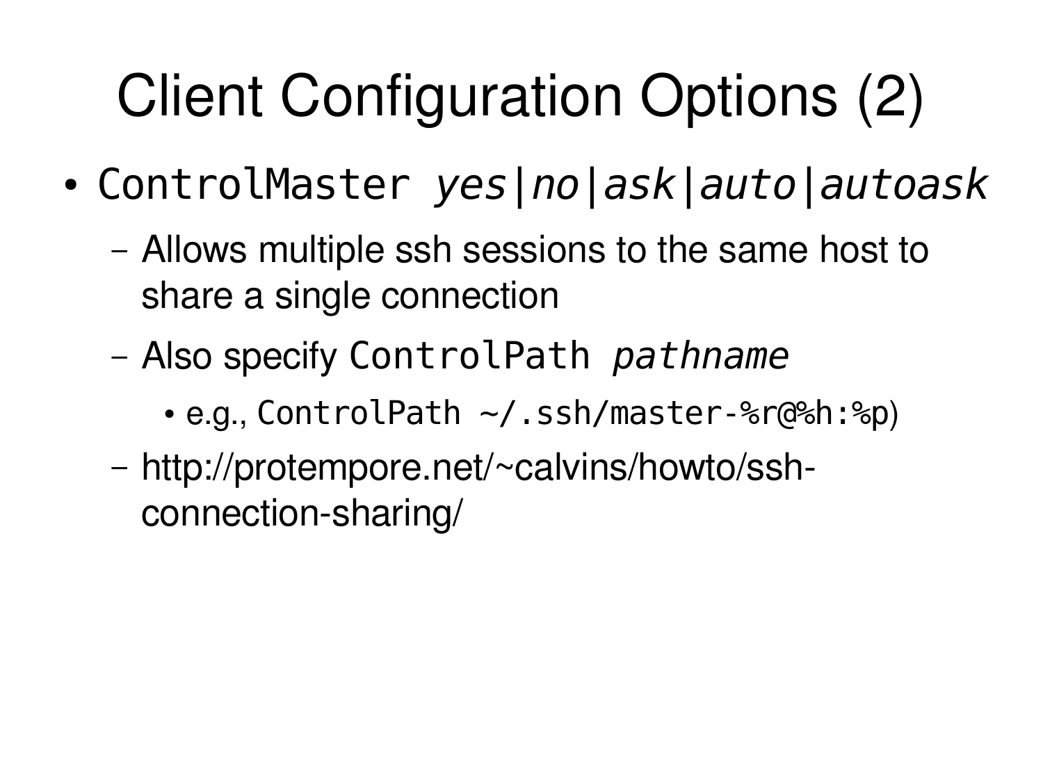# Client Configuration Options (2)

- `ControlMaster` *`yes|no|ask|auto|autoask`*
  - Allows multiple ssh sessions to the same host to share a single connection
  - Also specify `ControlPath` *`pathname`*
    - e.g., `ControlPath ~/.ssh/master-%r@%h:%p`)
  - http://protempore.net/~calvins/howto/ssh-connection-sharing/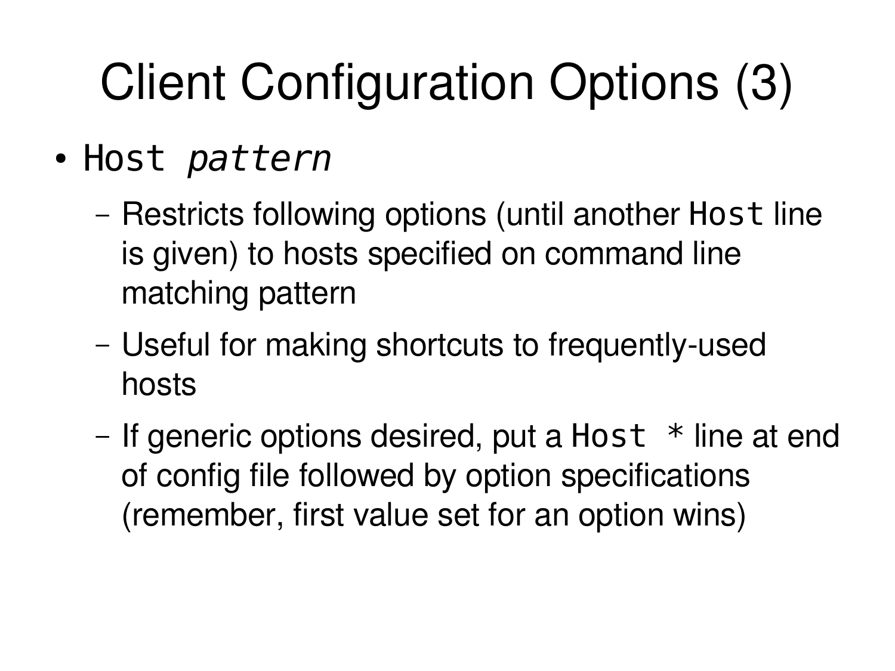# Client Configuration Options (3)

- `Host` *`pattern`*
  - Restricts following options (until another `Host` line is given) to hosts specified on command line matching pattern
  - Useful for making shortcuts to frequently-used hosts
  - If generic options desired, put a `Host *` line at end of config file followed by option specifications (remember, first value set for an option wins)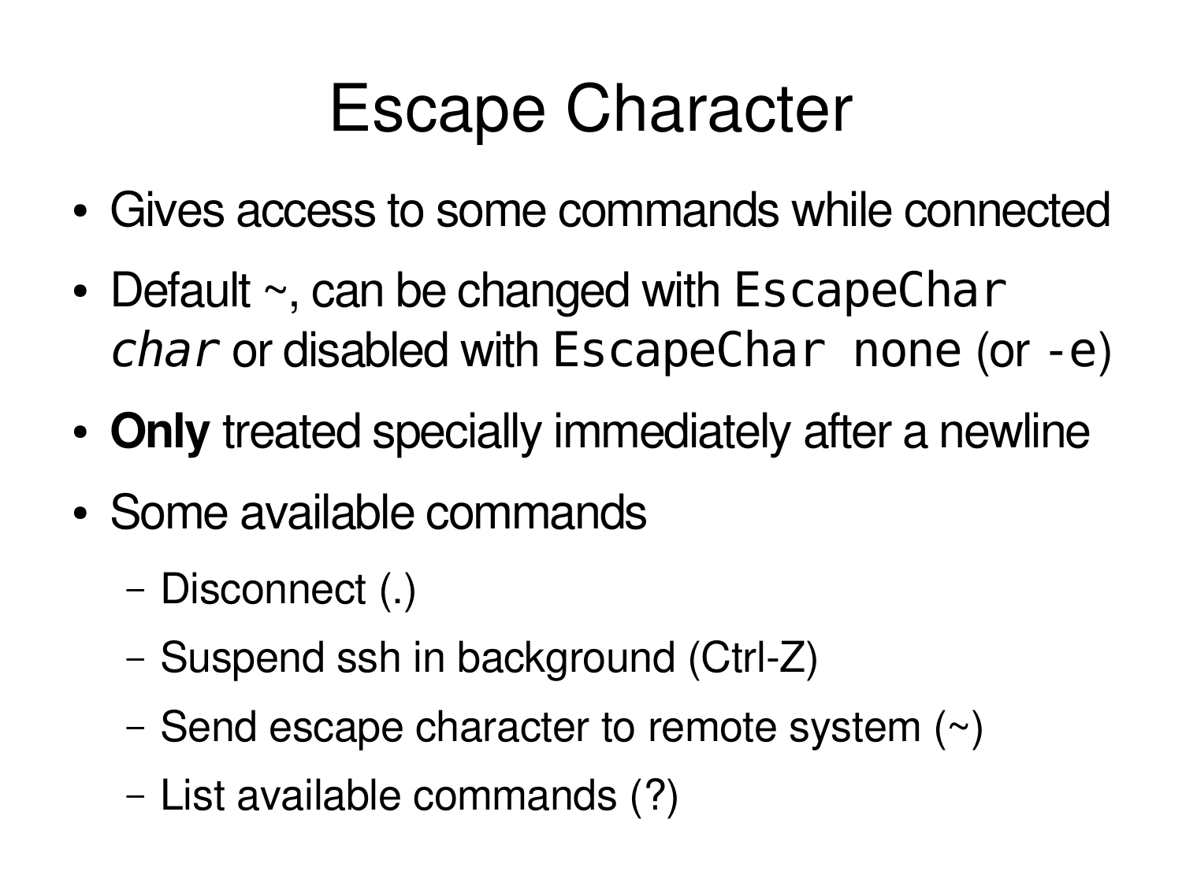# Escape Character

- Gives access to some commands while connected
- Default ~, can be changed with `EscapeChar` *`char`* or disabled with `EscapeChar none` (or `-e`)
- **Only** treated specially immediately after a newline
- Some available commands
  - Disconnect (.)
  - Suspend ssh in background (Ctrl-Z)
  - Send escape character to remote system (~)
  - List available commands (?)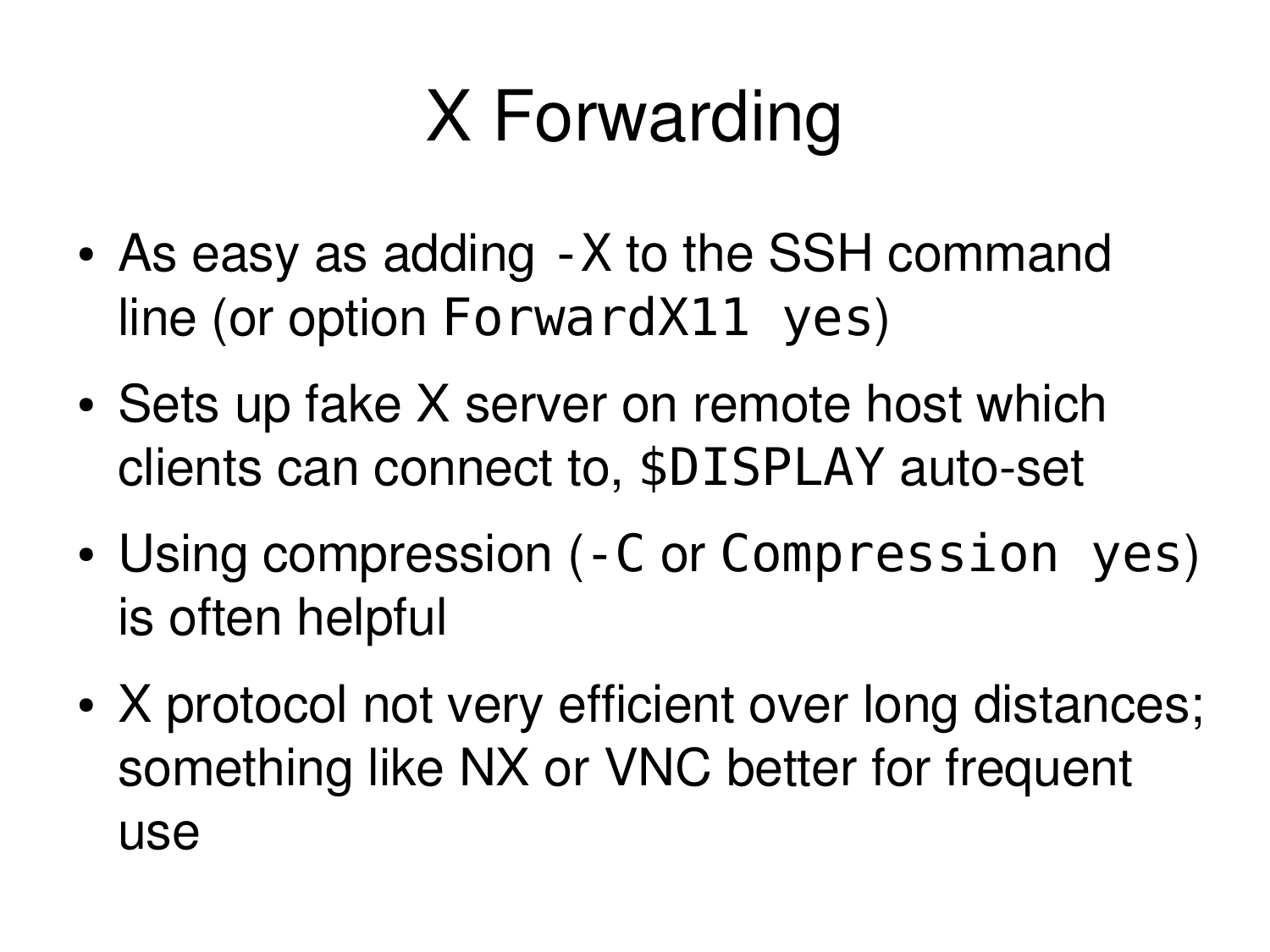# X Forwarding

- As easy as adding `-X` to the SSH command line (or option `ForwardX11 yes`)
- Sets up fake X server on remote host which clients can connect to, `$DISPLAY` auto-set
- Using compression (`-C` or `Compression yes`) is often helpful
- X protocol not very efficient over long distances; something like NX or VNC better for frequent use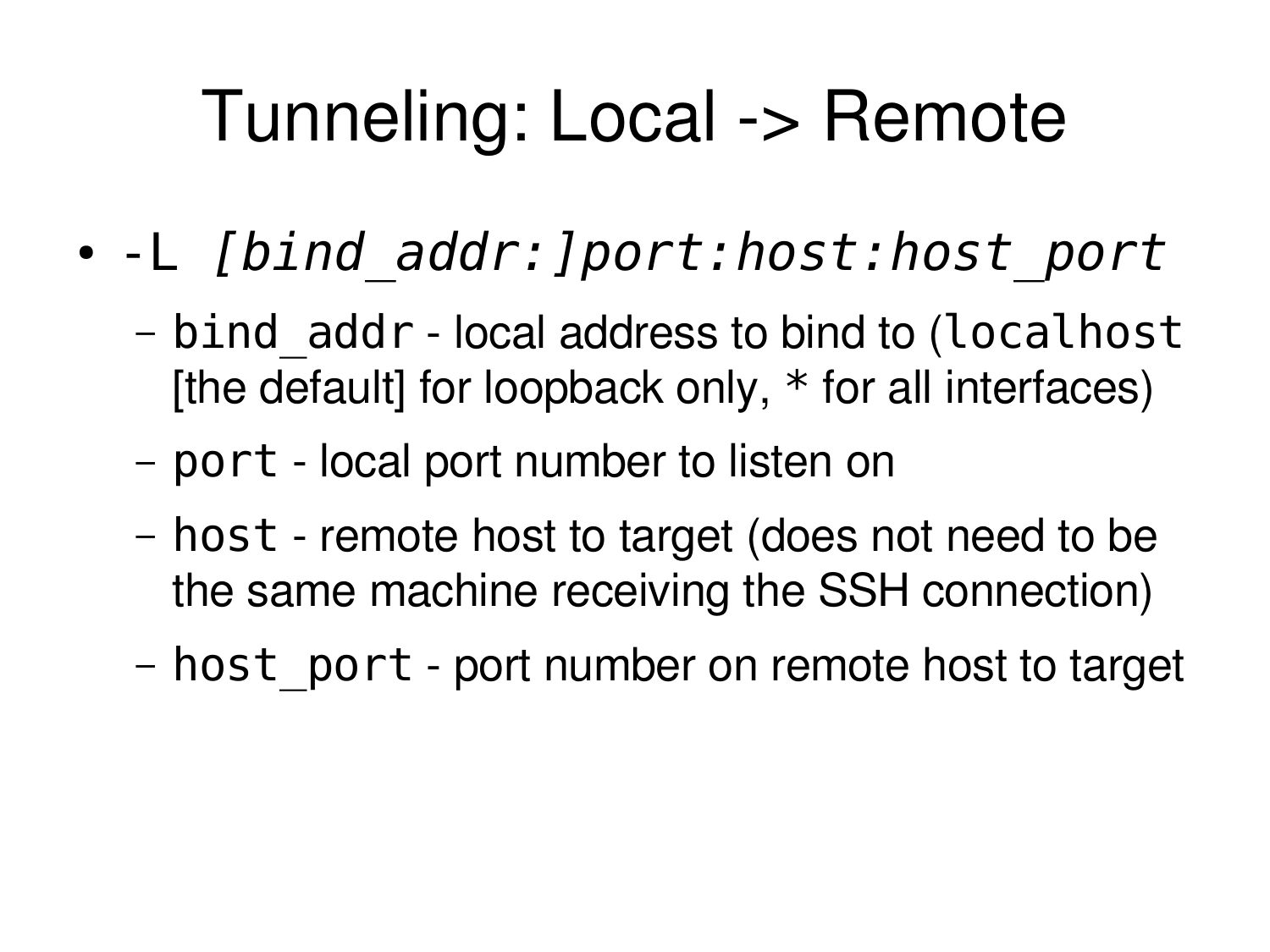# Tunneling: Local -> Remote

- `-L` *`[bind_addr:]port:host:host_port`*
  - `bind_addr` - local address to bind to (`localhost` [the default] for loopback only, * for all interfaces)
  - `port` - local port number to listen on
  - `host` - remote host to target (does not need to be the same machine receiving the SSH connection)
  - `host_port` - port number on remote host to target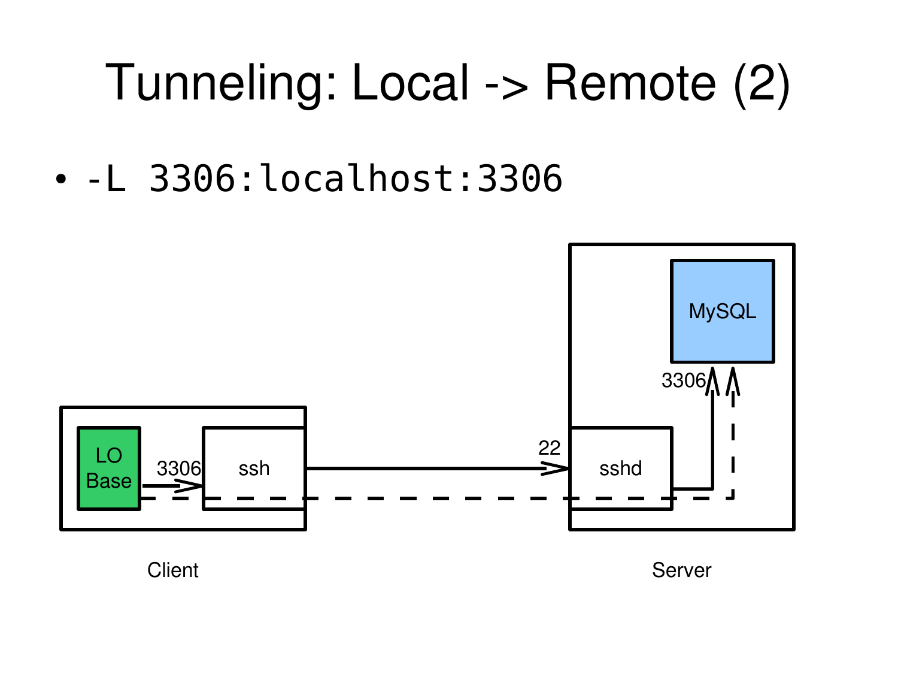# Tunneling: Local -> Remote (2)

- `-L 3306:localhost:3306`

LO Base

3306

ssh

22

sshd

3306

MySQL

Client

Server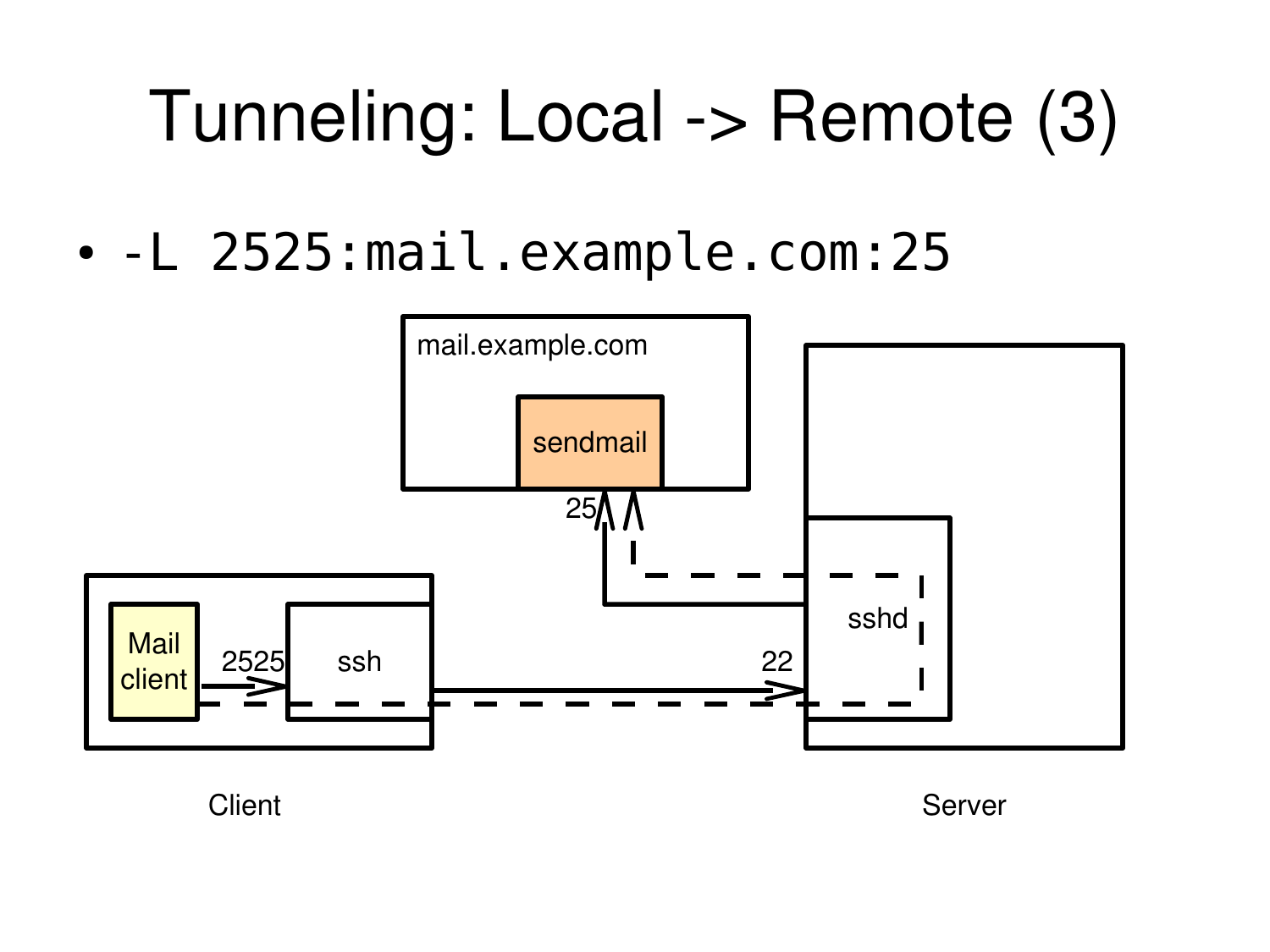# Tunneling: Local -> Remote (3)

- `-L 2525:mail.example.com:25`

mail.example.com

sendmail

25

Mail client

2525

ssh

22

sshd

Client

Server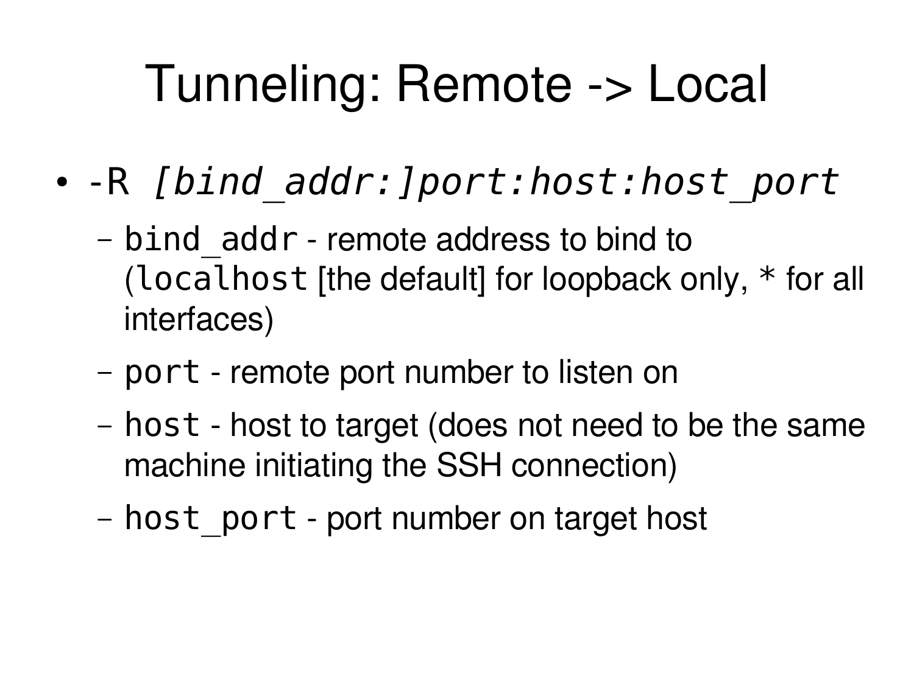# Tunneling: Remote -> Local

- `-R` *`[bind_addr:]port:host:host_port`*
  - `bind_addr` - remote address to bind to (`localhost` [the default] for loopback only, * for all interfaces)
  - `port` - remote port number to listen on
  - `host` - host to target (does not need to be the same machine initiating the SSH connection)
  - `host_port` - port number on target host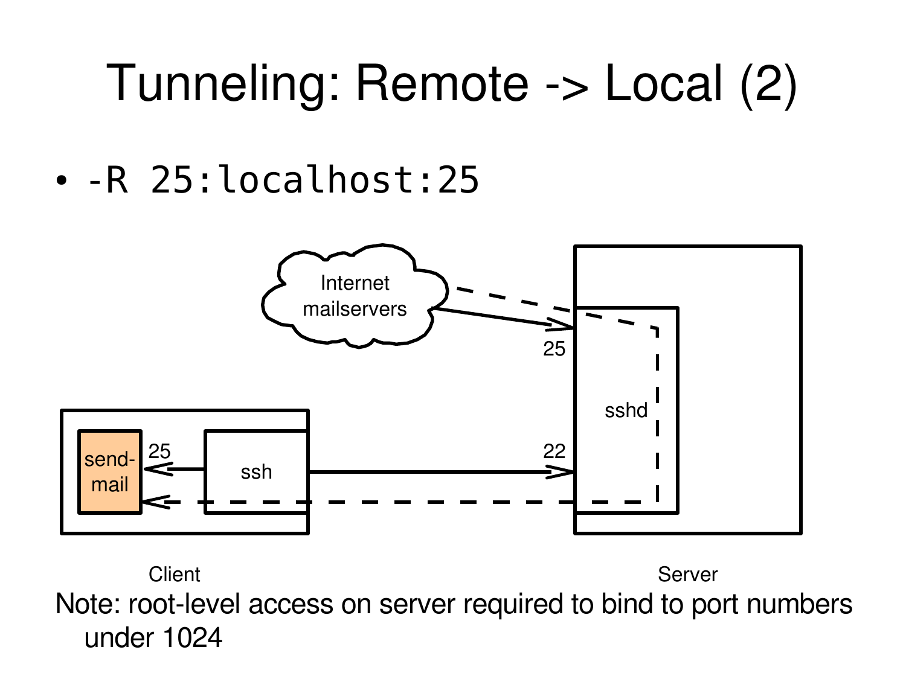# Tunneling: Remote -> Local (2)

- `-R 25:localhost:25`

Internet mailservers

25

sshd

22

send-mail

25

ssh

Client

Server

Note: root-level access on server required to bind to port numbers under 1024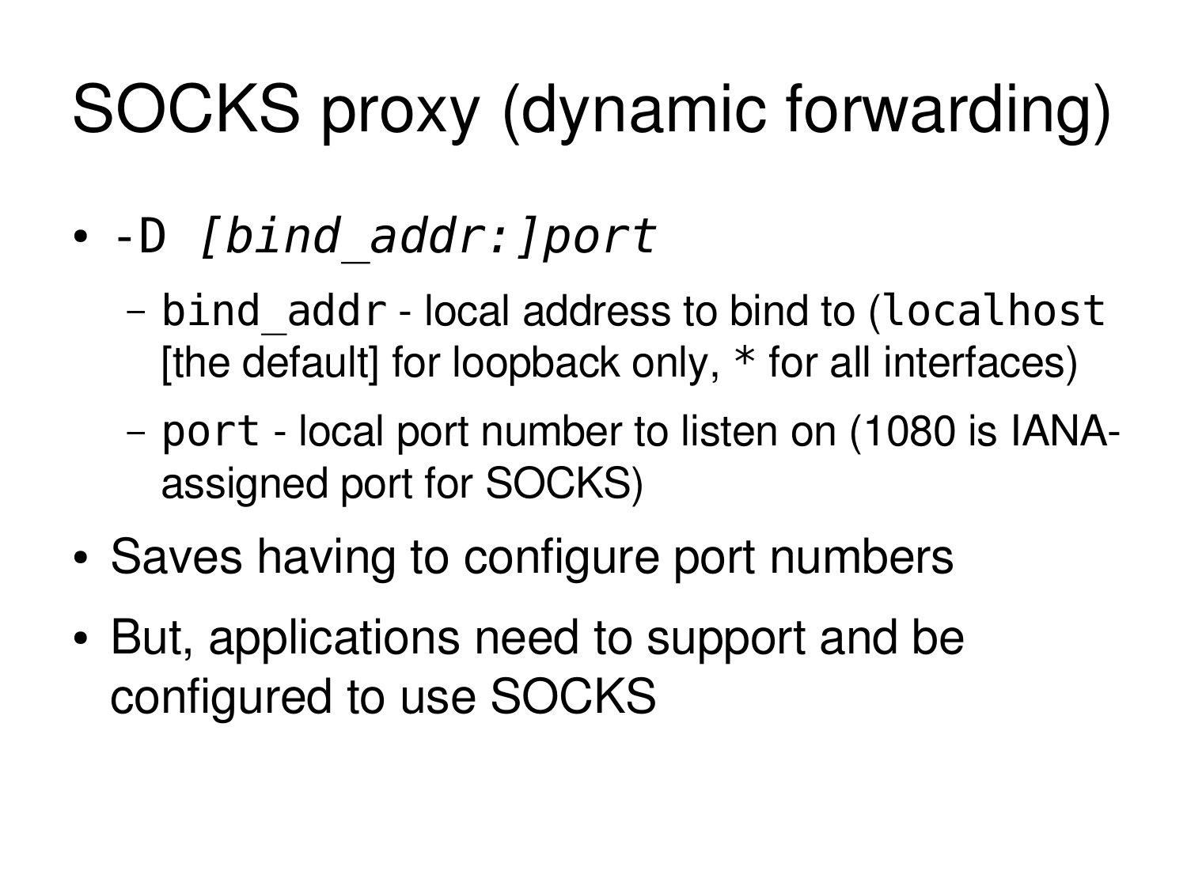# SOCKS proxy (dynamic forwarding)

- `-D` *`[bind_addr:]port`*
  - `bind_addr` - local address to bind to (`localhost` [the default] for loopback only, * for all interfaces)
  - `port` - local port number to listen on (1080 is IANA-assigned port for SOCKS)
- Saves having to configure port numbers
- But, applications need to support and be configured to use SOCKS